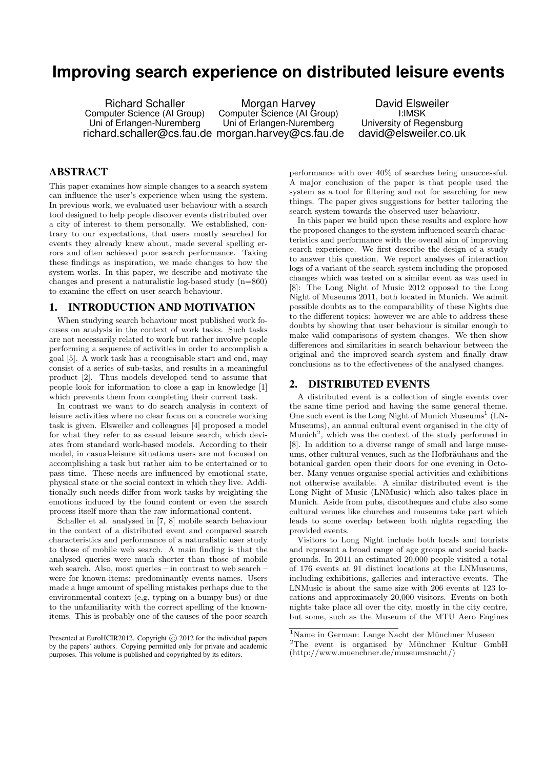# Improving search experience on distributed leisure events

Richard Schaller
Computer Science (AI Group)
Uni of Erlangen-Nuremberg
richard.schaller@cs.fau.de

Morgan Harvey
Computer Science (AI Group)
Uni of Erlangen-Nuremberg
morgan.harvey@cs.fau.de

David Elsweiler
I:IMSK
University of Regensburg
david@elsweiler.co.uk

## ABSTRACT

This paper examines how simple changes to a search system can influence the user's experience when using the system. In previous work, we evaluated user behaviour with a search tool designed to help people discover events distributed over a city of interest to them personally. We established, contrary to our expectations, that users mostly searched for events they already knew about, made several spelling errors and often achieved poor search performance. Taking these findings as inspiration, we made changes to how the system works. In this paper, we describe and motivate the changes and present a naturalistic log-based study (n=860) to examine the effect on user search behaviour.

## 1. INTRODUCTION AND MOTIVATION

When studying search behaviour most published work focuses on analysis in the context of work tasks. Such tasks are not necessarily related to work but rather involve people performing a sequence of activities in order to accomplish a goal [5]. A work task has a recognisable start and end, may consist of a series of sub-tasks, and results in a meaningful product [2]. Thus models developed tend to assume that people look for information to close a gap in knowledge [1] which prevents them from completing their current task.

In contrast we want to do search analysis in context of leisure activities where no clear focus on a concrete working task is given. Elsweiler and colleagues [4] proposed a model for what they refer to as casual leisure search, which deviates from standard work-based models. According to their model, in casual-leisure situations users are not focused on accomplishing a task but rather aim to be entertained or to pass time. These needs are influenced by emotional state, physical state or the social context in which they live. Additionally such needs differ from work tasks by weighting the emotions induced by the found content or even the search process itself more than the raw informational content.

Schaller et al. analysed in [7, 8] mobile search behaviour in the context of a distributed event and compared search characteristics and performance of a naturalistic user study to those of mobile web search. A main finding is that the analysed queries were much shorter than those of mobile web search. Also, most queries – in contrast to web search – were for known-items: predominantly events names. Users made a huge amount of spelling mistakes perhaps due to the environmental context (e,g, typing on a bumpy bus) or due to the unfamiliarity with the correct spelling of the known-items. This is probably one of the causes of the poor search performance with over 40% of searches being unsuccessful. A major conclusion of the paper is that people used the system as a tool for filtering and not for searching for new things. The paper gives suggestions for better tailoring the search system towards the observed user behaviour.

In this paper we build upon these results and explore how the proposed changes to the system influenced search characteristics and performance with the overall aim of improving search experience. We first describe the design of a study to answer this question. We report analyses of interaction logs of a variant of the search system including the proposed changes which was tested on a similar event as was used in [8]: The Long Night of Music 2012 opposed to the Long Night of Museums 2011, both located in Munich. We admit possible doubts as to the comparability of these Nights due to the different topics: however we are able to address these doubts by showing that user behaviour is similar enough to make valid comparisons of system changes. We then show differences and similarities in search behaviour between the original and the improved search system and finally draw conclusions as to the effectiveness of the analysed changes.

## 2. DISTRIBUTED EVENTS

A distributed event is a collection of single events over the same time period and having the same general theme. One such event is the Long Night of Munich Museums[1] (LNMuseums), an annual cultural event organised in the city of Munich[2], which was the context of the study performed in [8]. In addition to a diverse range of small and large museums, other cultural venues, such as the Hofbräuhaus and the botanical garden open their doors for one evening in October. Many venues organise special activities and exhibitions not otherwise available. A similar distributed event is the Long Night of Music (LNMusic) which also takes place in Munich. Aside from pubs, discotheques and clubs also some cultural venues like churches and museums take part which leads to some overlap between both nights regarding the provided events.

Visitors to Long Night include both locals and tourists and represent a broad range of age groups and social backgrounds. In 2011 an estimated 20,000 people visited a total of 176 events at 91 distinct locations at the LNMuseums, including exhibitions, galleries and interactive events. The LNMusic is about the same size with 206 events at 123 locations and approximately 20,000 visitors. Events on both nights take place all over the city, mostly in the city centre, but some, such as the Museum of the MTU Aero Engines

[1] Name in German: Lange Nacht der Münchner Museen

[2] The event is organised by Münchner Kultur GmbH (http://www.muenchner.de/museumsnacht/)

Presented at EuroHCIR2012. Copyright © 2012 for the individual papers by the papers' authors. Copying permitted only for private and academic purposes. This volume is published and copyrighted by its editors.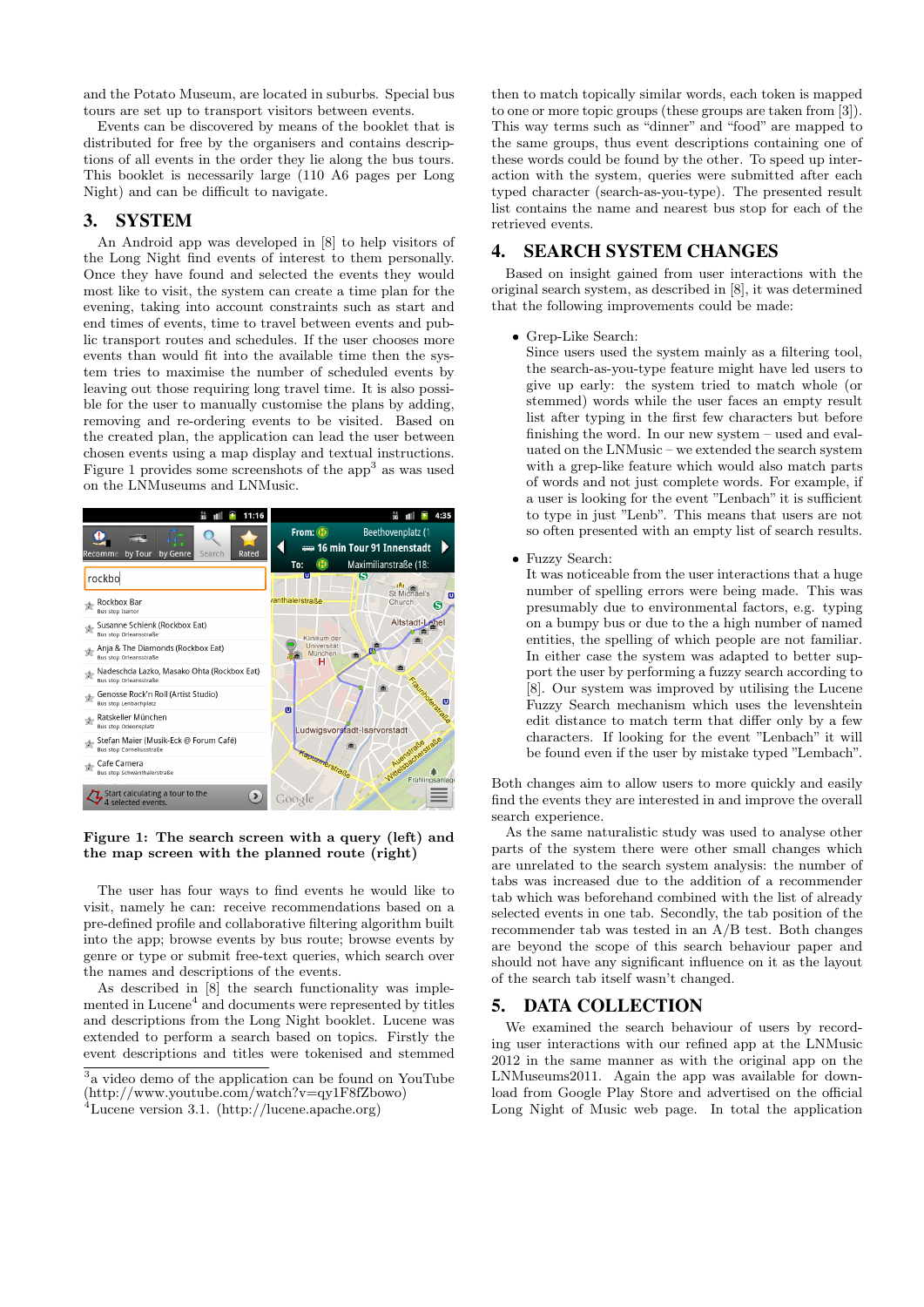and the Potato Museum, are located in suburbs. Special bus tours are set up to transport visitors between events.

Events can be discovered by means of the booklet that is distributed for free by the organisers and contains descriptions of all events in the order they lie along the bus tours. This booklet is necessarily large (110 A6 pages per Long Night) and can be difficult to navigate.

## 3. SYSTEM

An Android app was developed in [8] to help visitors of the Long Night find events of interest to them personally. Once they have found and selected the events they would most like to visit, the system can create a time plan for the evening, taking into account constraints such as start and end times of events, time to travel between events and public transport routes and schedules. If the user chooses more events than would fit into the available time then the system tries to maximise the number of scheduled events by leaving out those requiring long travel time. It is also possible for the user to manually customise the plans by adding, removing and re-ordering events to be visited. Based on the created plan, the application can lead the user between chosen events using a map display and textual instructions. Figure 1 provides some screenshots of the app[3] as was used on the LNMuseums and LNMusic.

**Figure 1: The search screen with a query (left) and the map screen with the planned route (right)**

The user has four ways to find events he would like to visit, namely he can: receive recommendations based on a pre-defined profile and collaborative filtering algorithm built into the app; browse events by bus route; browse events by genre or type or submit free-text queries, which search over the names and descriptions of the events.

As described in [8] the search functionality was implemented in Lucene[4] and documents were represented by titles and descriptions from the Long Night booklet. Lucene was extended to perform a search based on topics. Firstly the event descriptions and titles were tokenised and stemmed then to match topically similar words, each token is mapped to one or more topic groups (these groups are taken from [3]). This way terms such as "dinner" and "food" are mapped to the same groups, thus event descriptions containing one of these words could be found by the other. To speed up interaction with the system, queries were submitted after each typed character (search-as-you-type). The presented result list contains the name and nearest bus stop for each of the retrieved events.

[3]a video demo of the application can be found on YouTube (http://www.youtube.com/watch?v=qy1F8fZbowo)
[4]Lucene version 3.1. (http://lucene.apache.org)

## 4. SEARCH SYSTEM CHANGES

Based on insight gained from user interactions with the original search system, as described in [8], it was determined that the following improvements could be made:

- Grep-Like Search:
  Since users used the system mainly as a filtering tool, the search-as-you-type feature might have led users to give up early: the system tried to match whole (or stemmed) words while the user faces an empty result list after typing in the first few characters but before finishing the word. In our new system – used and evaluated on the LNMusic – we extended the search system with a grep-like feature which would also match parts of words and not just complete words. For example, if a user is looking for the event "Lenbach" it is sufficient to type in just "Lenb". This means that users are not so often presented with an empty list of search results.

- Fuzzy Search:
  It was noticeable from the user interactions that a huge number of spelling errors were being made. This was presumably due to environmental factors, e.g. typing on a bumpy bus or due to the a high number of named entities, the spelling of which people are not familiar. In either case the system was adapted to better support the user by performing a fuzzy search according to [8]. Our system was improved by utilising the Lucene Fuzzy Search mechanism which uses the levenshtein edit distance to match term that differ only by a few characters. If looking for the event "Lenbach" it will be found even if the user by mistake typed "Lembach".

Both changes aim to allow users to more quickly and easily find the events they are interested in and improve the overall search experience.

As the same naturalistic study was used to analyse other parts of the system there were other small changes which are unrelated to the search system analysis: the number of tabs was increased due to the addition of a recommender tab which was beforehand combined with the list of already selected events in one tab. Secondly, the tab position of the recommender tab was tested in an A/B test. Both changes are beyond the scope of this search behaviour paper and should not have any significant influence on it as the layout of the search tab itself wasn't changed.

## 5. DATA COLLECTION

We examined the search behaviour of users by recording user interactions with our refined app at the LNMusic 2012 in the same manner as with the original app on the LNMuseums2011. Again the app was available for download from Google Play Store and advertised on the official Long Night of Music web page. In total the application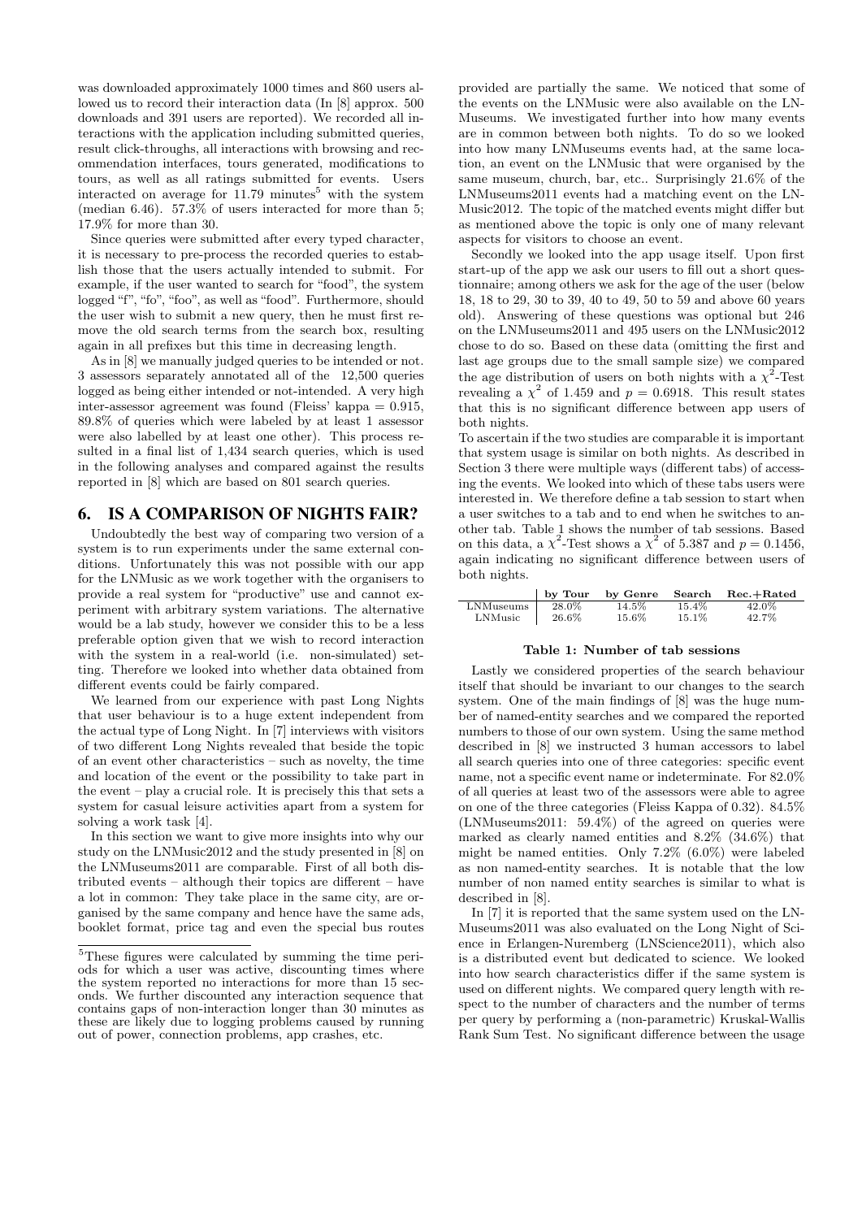was downloaded approximately 1000 times and 860 users allowed us to record their interaction data (In [8] approx. 500 downloads and 391 users are reported). We recorded all interactions with the application including submitted queries, result click-throughs, all interactions with browsing and recommendation interfaces, tours generated, modifications to tours, as well as all ratings submitted for events. Users interacted on average for 11.79 minutes[5] with the system (median 6.46). 57.3% of users interacted for more than 5; 17.9% for more than 30.

Since queries were submitted after every typed character, it is necessary to pre-process the recorded queries to establish those that the users actually intended to submit. For example, if the user wanted to search for "food", the system logged "f", "fo", "foo", as well as "food". Furthermore, should the user wish to submit a new query, then he must first remove the old search terms from the search box, resulting again in all prefixes but this time in decreasing length.

As in [8] we manually judged queries to be intended or not. 3 assessors separately annotated all of the 12,500 queries logged as being either intended or not-intended. A very high inter-assessor agreement was found (Fleiss' kappa = 0.915, 89.8% of queries which were labeled by at least 1 assessor were also labelled by at least one other). This process resulted in a final list of 1,434 search queries, which is used in the following analyses and compared against the results reported in [8] which are based on 801 search queries.

## 6. IS A COMPARISON OF NIGHTS FAIR?

Undoubtedly the best way of comparing two version of a system is to run experiments under the same external conditions. Unfortunately this was not possible with our app for the LNMusic as we work together with the organisers to provide a real system for "productive" use and cannot experiment with arbitrary system variations. The alternative would be a lab study, however we consider this to be a less preferable option given that we wish to record interaction with the system in a real-world (i.e. non-simulated) setting. Therefore we looked into whether data obtained from different events could be fairly compared.

We learned from our experience with past Long Nights that user behaviour is to a huge extent independent from the actual type of Long Night. In [7] interviews with visitors of two different Long Nights revealed that beside the topic of an event other characteristics – such as novelty, the time and location of the event or the possibility to take part in the event – play a crucial role. It is precisely this that sets a system for casual leisure activities apart from a system for solving a work task [4].

In this section we want to give more insights into why our study on the LNMusic2012 and the study presented in [8] on the LNMuseums2011 are comparable. First of all both distributed events – although their topics are different – have a lot in common: They take place in the same city, are organised by the same company and hence have the same ads, booklet format, price tag and even the special bus routes provided are partially the same. We noticed that some of the events on the LNMusic were also available on the LNMuseums. We investigated further into how many events are in common between both nights. To do so we looked into how many LNMuseums events had, at the same location, an event on the LNMusic that were organised by the same museum, church, bar, etc.. Surprisingly 21.6% of the LNMuseums2011 events had a matching event on the LNMusic2012. The topic of the matched events might differ but as mentioned above the topic is only one of many relevant aspects for visitors to choose an event.

Secondly we looked into the app usage itself. Upon first start-up of the app we ask our users to fill out a short questionnaire; among others we ask for the age of the user (below 18, 18 to 29, 30 to 39, 40 to 49, 50 to 59 and above 60 years old). Answering of these questions was optional but 246 on the LNMuseums2011 and 495 users on the LNMusic2012 chose to do so. Based on these data (omitting the first and last age groups due to the small sample size) we compared the age distribution of users on both nights with a $\chi^2$-Test revealing a $\chi^2$ of 1.459 and $p = 0.6918$. This result states that this is no significant difference between app users of both nights.

To ascertain if the two studies are comparable it is important that system usage is similar on both nights. As described in Section 3 there were multiple ways (different tabs) of accessing the events. We looked into which of these tabs users were interested in. We therefore define a tab session to start when a user switches to a tab and to end when he switches to another tab. Table 1 shows the number of tab sessions. Based on this data, a $\chi^2$-Test shows a $\chi^2$ of 5.387 and $p = 0.1456$, again indicating no significant difference between users of both nights.

| | by Tour | by Genre | Search | Rec.+Rated |
|---|---|---|---|---|
| LNMuseums | 28.0% | 14.5% | 15.4% | 42.0% |
| LNMusic | 26.6% | 15.6% | 15.1% | 42.7% |

**Table 1: Number of tab sessions**

Lastly we considered properties of the search behaviour itself that should be invariant to our changes to the search system. One of the main findings of [8] was the huge number of named-entity searches and we compared the reported numbers to those of our own system. Using the same method described in [8] we instructed 3 human accessors to label all search queries into one of three categories: specific event name, not a specific event name or indeterminate. For 82.0% of all queries at least two of the assessors were able to agree on one of the three categories (Fleiss Kappa of 0.32). 84.5% (LNMuseums2011: 59.4%) of the agreed on queries were marked as clearly named entities and 8.2% (34.6%) that might be named entities. Only 7.2% (6.0%) were labeled as non named-entity searches. It is notable that the low number of non named entity searches is similar to what is described in [8].

In [7] it is reported that the same system used on the LNMuseums2011 was also evaluated on the Long Night of Science in Erlangen-Nuremberg (LNScience2011), which also is a distributed event but dedicated to science. We looked into how search characteristics differ if the same system is used on different nights. We compared query length with respect to the number of characters and the number of terms per query by performing a (non-parametric) Kruskal-Wallis Rank Sum Test. No significant difference between the usage

[5] These figures were calculated by summing the time periods for which a user was active, discounting times where the system reported no interactions for more than 15 seconds. We further discounted any interaction sequence that contains gaps of non-interaction longer than 30 minutes as these are likely due to logging problems caused by running out of power, connection problems, app crashes, etc.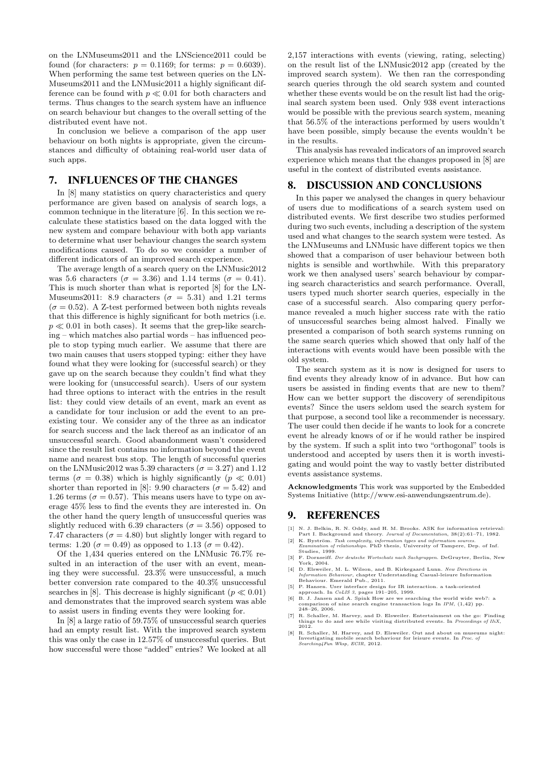on the LNMuseums2011 and the LNScience2011 could be found (for characters: $p = 0.1169$; for terms: $p = 0.6039$). When performing the same test between queries on the LNMuseums2011 and the LNMusic2011 a highly significant difference can be found with $p \ll 0.01$ for both characters and terms. Thus changes to the search system have an influence on search behaviour but changes to the overall setting of the distributed event have not.

In conclusion we believe a comparison of the app user behaviour on both nights is appropriate, given the circumstances and difficulty of obtaining real-world user data of such apps.

## 7. INFLUENCES OF THE CHANGES

In [8] many statistics on query characteristics and query performance are given based on analysis of search logs, a common technique in the literature [6]. In this section we recalculate these statistics based on the data logged with the new system and compare behaviour with both app variants to determine what user behaviour changes the search system modifications caused. To do so we consider a number of different indicators of an improved search experience.

The average length of a search query on the LNMusic2012 was 5.6 characters ($\sigma = 3.36$) and 1.14 terms ($\sigma = 0.41$). This is much shorter than what is reported [8] for the LNMuseums2011: 8.9 characters ($\sigma = 5.31$) and 1.21 terms ($\sigma = 0.52$). A Z-test performed between both nights reveals that this difference is highly significant for both metrics (i.e. $p \ll 0.01$ in both cases). It seems that the grep-like searching – which matches also partial words – has influenced people to stop typing much earlier. We assume that there are two main causes that users stopped typing: either they have found what they were looking for (successful search) or they gave up on the search because they couldn't find what they were looking for (unsuccessful search). Users of our system had three options to interact with the entries in the result list: they could view details of an event, mark an event as a candidate for tour inclusion or add the event to an preexisting tour. We consider any of the three as an indicator for search success and the lack thereof as an indicator of an unsuccessful search. Good abandonment wasn't considered since the result list contains no information beyond the event name and nearest bus stop. The length of successful queries on the LNMusic2012 was 5.39 characters ($\sigma = 3.27$) and 1.12 terms ($\sigma = 0.38$) which is highly significantly ($p \ll 0.01$) shorter than reported in [8]: 9.90 characters ($\sigma = 5.42$) and 1.26 terms ($\sigma = 0.57$). This means users have to type on average 45% less to find the events they are interested in. On the other hand the query length of unsuccessful queries was slightly reduced with 6.39 characters ($\sigma = 3.56$) opposed to 7.47 characters ($\sigma = 4.80$) but slightly longer with regard to terms: 1.20 ($\sigma = 0.49$) as opposed to 1.13 ($\sigma = 0.42$).

Of the 1,434 queries entered on the LNMusic 76.7% resulted in an interaction of the user with an event, meaning they were successful. 23.3% were unsuccessful, a much better conversion rate compared to the 40.3% unsuccessful searches in [8]. This decrease is highly significant ($p \ll 0.01$) and demonstrates that the improved search system was able to assist users in finding events they were looking for.

In [8] a large ratio of 59.75% of unsuccessful search queries had an empty result list. With the improved search system this was only the case in 12.57% of unsuccessful queries. But how successful were those "added" entries? We looked at all 2,157 interactions with events (viewing, rating, selecting) on the result list of the LNMusic2012 app (created by the improved search system). We then ran the corresponding search queries through the old search system and counted whether these events would be on the result list had the original search system been used. Only 938 event interactions would be possible with the previous search system, meaning that 56.5% of the interactions performed by users wouldn't have been possible, simply because the events wouldn't be in the results.

This analysis has revealed indicators of an improved search experience which means that the changes proposed in [8] are useful in the context of distributed events assistance.

## 8. DISCUSSION AND CONCLUSIONS

In this paper we analysed the changes in query behaviour of users due to modifications of a search system used on distributed events. We first describe two studies performed during two such events, including a description of the system used and what changes to the search system were tested. As the LNMuseums and LNMusic have different topics we then showed that a comparison of user behaviour between both nights is sensible and worthwhile. With this preparatory work we then analysed users' search behaviour by comparing search characteristics and search performance. Overall, users typed much shorter search queries, especially in the case of a successful search. Also comparing query performance revealed a much higher success rate with the ratio of unsuccessful searches being almost halved. Finally we presented a comparison of both search systems running on the same search queries which showed that only half of the interactions with events would have been possible with the old system.

The search system as it is now is designed for users to find events they already know of in advance. But how can users be assisted in finding events that are new to them? How can we better support the discovery of serendipitous events? Since the users seldom used the search system for that purpose, a second tool like a recommender is necessary. The user could then decide if he wants to look for a concrete event he already knows of or if he would rather be inspired by the system. If such a split into two "orthogonal" tools is understood and accepted by users then it is worth investigating and would point the way to vastly better distributed events assistance systems.

**Acknowledgments** This work was supported by the Embedded Systems Initiative (http://www.esi-anwendungszentrum.de).

## 9. REFERENCES

[1] N. J. Belkin, R. N. Oddy, and H. M. Brooks. ASK for information retrieval: Part I. Background and theory. *Journal of Documentation*, 38(2):61–71, 1982.

[2] K. Byström. *Task complexity, information types and information sources. Examination of relationships.* PhD thesis, University of Tampere, Dep. of Inf. Studies, 1999.

[3] F. Dornseiff. *Der deutsche Wortschatz nach Sachgruppen.* DeGruyter, Berlin, New York, 2004.

[4] D. Elsweiler, M. L. Wilson, and B. Kirkegaard Lunn. *New Directions in Information Behaviour*, chapter Understanding Casual-leisure Information Behaviour. Emerald Pub., 2011.

[5] P. Hansen. User interface design for IR interaction. a task-oriented approach. In *CoLIS 3*, pages 191–205, 1999.

[6] B. J. Jansen and A. Spink How are we searching the world wide web?: a comparison of nine search engine transaction logs In *IPM*, (1,42) pp. 248–26, 2006.

[7] R. Schaller, M. Harvey, and D. Elsweiler. Entertainment on the go: Finding things to do and see while visiting distributed events. In *Proceedings of IIiX*, 2012.

[8] R. Schaller, M. Harvey, and D. Elsweiler. Out and about on museums night: Investigating mobile search behaviour for leisure events. In *Proc. of Searching4Fun Wksp, ECIR*, 2012.